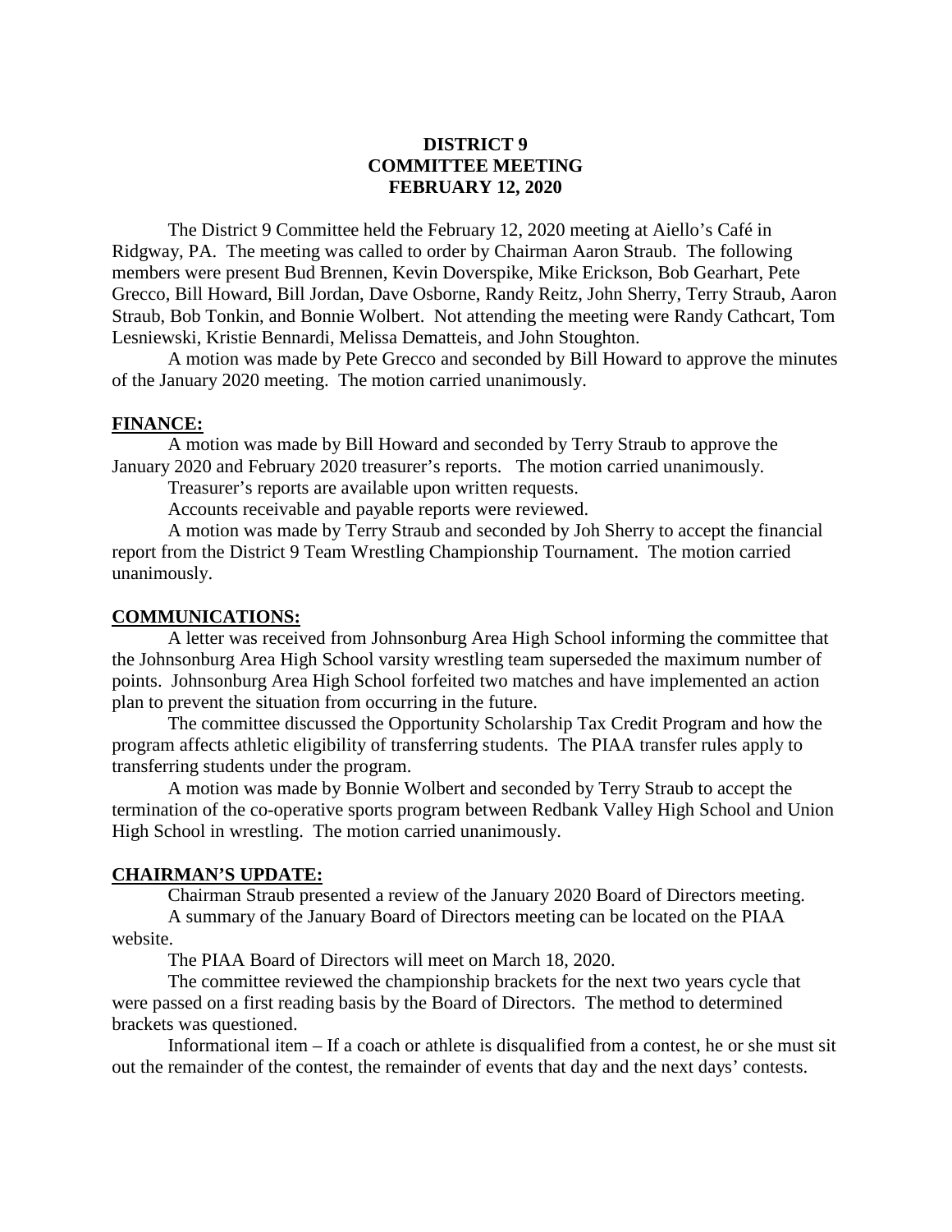**DISTRICT 9**
**COMMITTEE MEETING**
**FEBRUARY 12, 2020**

The District 9 Committee held the February 12, 2020 meeting at Aiello's Café in Ridgway, PA. The meeting was called to order by Chairman Aaron Straub. The following members were present Bud Brennen, Kevin Doverspike, Mike Erickson, Bob Gearhart, Pete Grecco, Bill Howard, Bill Jordan, Dave Osborne, Randy Reitz, John Sherry, Terry Straub, Aaron Straub, Bob Tonkin, and Bonnie Wolbert. Not attending the meeting were Randy Cathcart, Tom Lesniewski, Kristie Bennardi, Melissa Dematteis, and John Stoughton.

A motion was made by Pete Grecco and seconded by Bill Howard to approve the minutes of the January 2020 meeting. The motion carried unanimously.

## FINANCE:

A motion was made by Bill Howard and seconded by Terry Straub to approve the January 2020 and February 2020 treasurer's reports. The motion carried unanimously.

Treasurer's reports are available upon written requests.

Accounts receivable and payable reports were reviewed.

A motion was made by Terry Straub and seconded by Joh Sherry to accept the financial report from the District 9 Team Wrestling Championship Tournament. The motion carried unanimously.

## COMMUNICATIONS:

A letter was received from Johnsonburg Area High School informing the committee that the Johnsonburg Area High School varsity wrestling team superseded the maximum number of points. Johnsonburg Area High School forfeited two matches and have implemented an action plan to prevent the situation from occurring in the future.

The committee discussed the Opportunity Scholarship Tax Credit Program and how the program affects athletic eligibility of transferring students. The PIAA transfer rules apply to transferring students under the program.

A motion was made by Bonnie Wolbert and seconded by Terry Straub to accept the termination of the co-operative sports program between Redbank Valley High School and Union High School in wrestling. The motion carried unanimously.

## CHAIRMAN'S UPDATE:

Chairman Straub presented a review of the January 2020 Board of Directors meeting.

A summary of the January Board of Directors meeting can be located on the PIAA website.

The PIAA Board of Directors will meet on March 18, 2020.

The committee reviewed the championship brackets for the next two years cycle that were passed on a first reading basis by the Board of Directors. The method to determined brackets was questioned.

Informational item – If a coach or athlete is disqualified from a contest, he or she must sit out the remainder of the contest, the remainder of events that day and the next days' contests.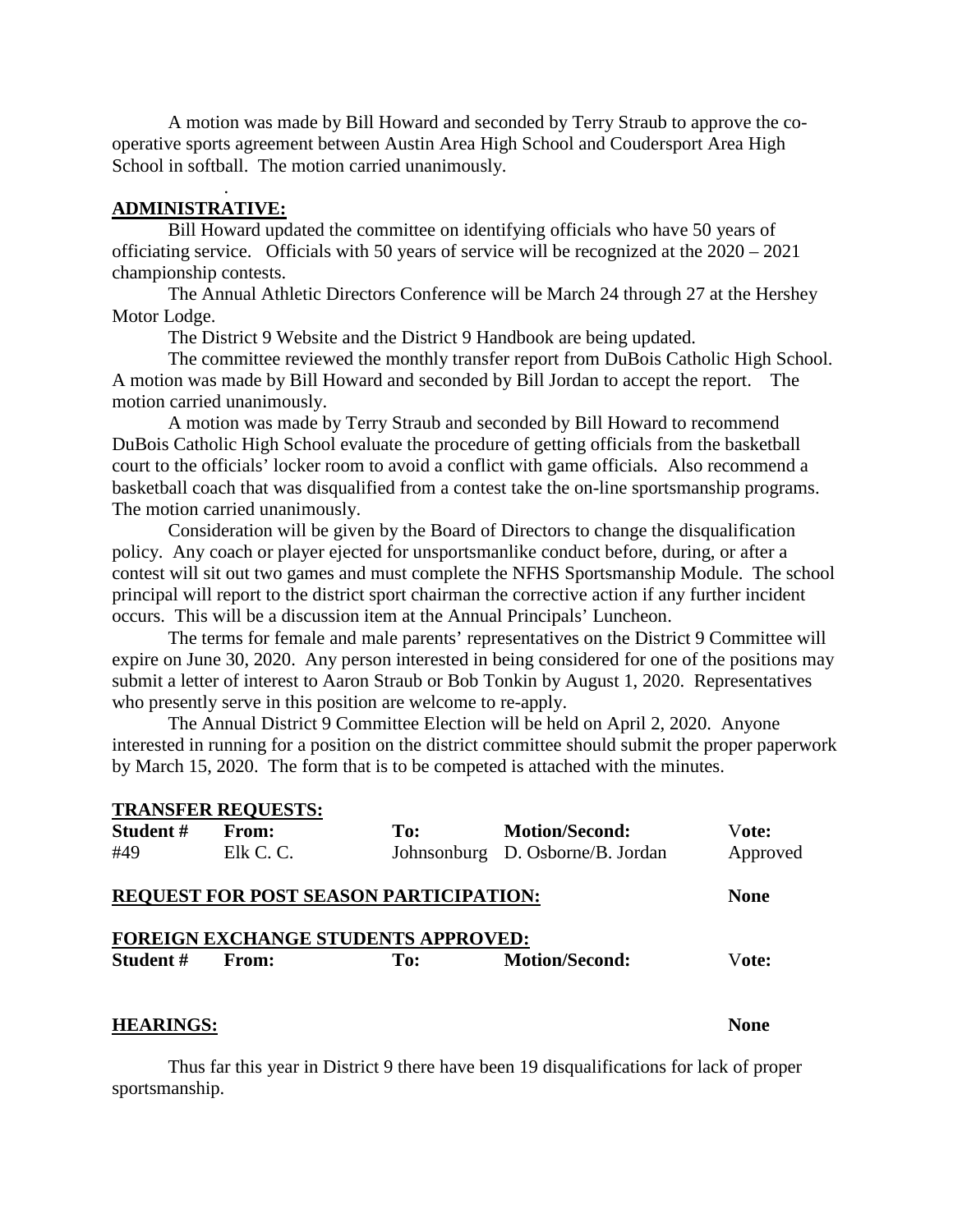A motion was made by Bill Howard and seconded by Terry Straub to approve the co-operative sports agreement between Austin Area High School and Coudersport Area High School in softball. The motion carried unanimously.

**ADMINISTRATIVE:**

Bill Howard updated the committee on identifying officials who have 50 years of officiating service. Officials with 50 years of service will be recognized at the 2020 – 2021 championship contests.

The Annual Athletic Directors Conference will be March 24 through 27 at the Hershey Motor Lodge.

The District 9 Website and the District 9 Handbook are being updated.

The committee reviewed the monthly transfer report from DuBois Catholic High School. A motion was made by Bill Howard and seconded by Bill Jordan to accept the report. The motion carried unanimously.

A motion was made by Terry Straub and seconded by Bill Howard to recommend DuBois Catholic High School evaluate the procedure of getting officials from the basketball court to the officials' locker room to avoid a conflict with game officials. Also recommend a basketball coach that was disqualified from a contest take the on-line sportsmanship programs. The motion carried unanimously.

Consideration will be given by the Board of Directors to change the disqualification policy. Any coach or player ejected for unsportsmanlike conduct before, during, or after a contest will sit out two games and must complete the NFHS Sportsmanship Module. The school principal will report to the district sport chairman the corrective action if any further incident occurs. This will be a discussion item at the Annual Principals' Luncheon.

The terms for female and male parents' representatives on the District 9 Committee will expire on June 30, 2020. Any person interested in being considered for one of the positions may submit a letter of interest to Aaron Straub or Bob Tonkin by August 1, 2020. Representatives who presently serve in this position are welcome to re-apply.

The Annual District 9 Committee Election will be held on April 2, 2020. Anyone interested in running for a position on the district committee should submit the proper paperwork by March 15, 2020. The form that is to be competed is attached with the minutes.

**TRANSFER REQUESTS:**

| Student # | From: | To: | Motion/Second: | Vote: |
|---|---|---|---|---|
| #49 | Elk C. C. | Johnsonburg | D. Osborne/B. Jordan | Approved |

**REQUEST FOR POST SEASON PARTICIPATION:** **None**

**FOREIGN EXCHANGE STUDENTS APPROVED:**

| Student # | From: | To: | Motion/Second: | Vote: |
|---|---|---|---|---|

**HEARINGS:** **None**

Thus far this year in District 9 there have been 19 disqualifications for lack of proper sportsmanship.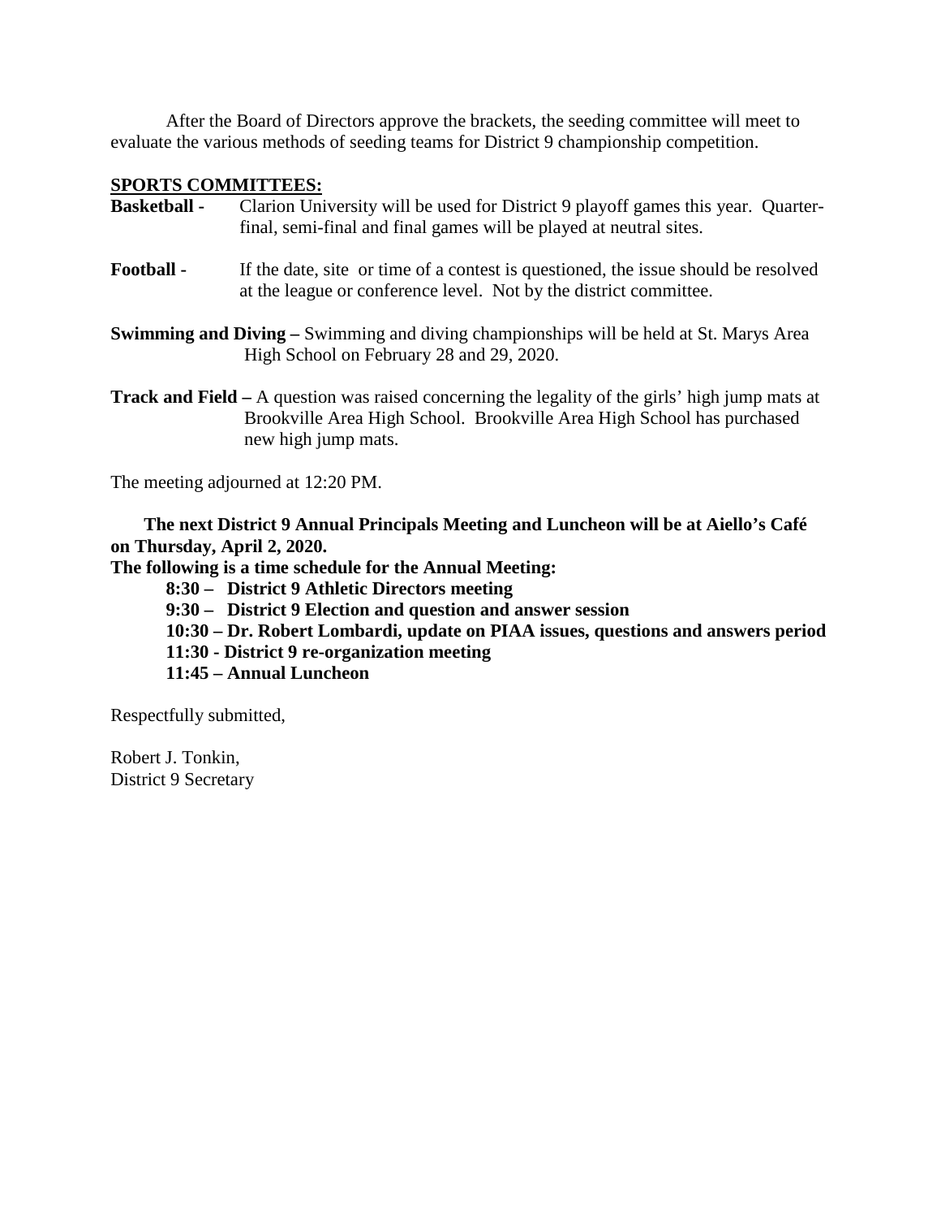After the Board of Directors approve the brackets, the seeding committee will meet to evaluate the various methods of seeding teams for District 9 championship competition.

**SPORTS COMMITTEES:**

**Basketball -** Clarion University will be used for District 9 playoff games this year. Quarter-final, semi-final and final games will be played at neutral sites.

**Football -** If the date, site or time of a contest is questioned, the issue should be resolved at the league or conference level. Not by the district committee.

**Swimming and Diving –** Swimming and diving championships will be held at St. Marys Area High School on February 28 and 29, 2020.

**Track and Field –** A question was raised concerning the legality of the girls' high jump mats at Brookville Area High School. Brookville Area High School has purchased new high jump mats.

The meeting adjourned at 12:20 PM.

**The next District 9 Annual Principals Meeting and Luncheon will be at Aiello's Café on Thursday, April 2, 2020.**

**The following is a time schedule for the Annual Meeting:**

- **8:30 – District 9 Athletic Directors meeting**
- **9:30 – District 9 Election and question and answer session**
- **10:30 – Dr. Robert Lombardi, update on PIAA issues, questions and answers period**
- **11:30 - District 9 re-organization meeting**
- **11:45 – Annual Luncheon**

Respectfully submitted,

Robert J. Tonkin,
District 9 Secretary